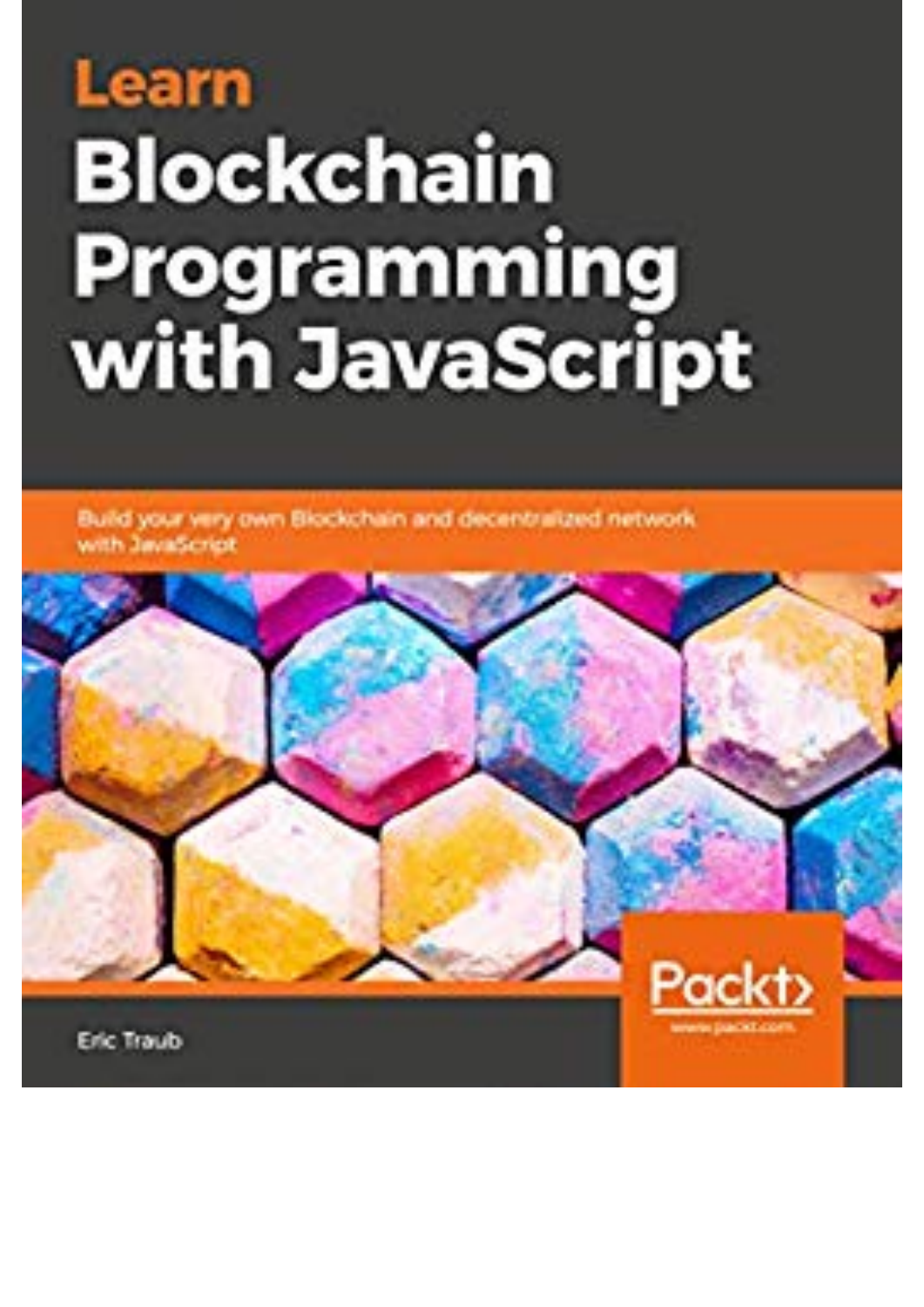# Learn Blockchain Programming with JavaScript

Build your very own Blockchain and decentralized network with JavaScript

Packt>

www.packt.com

Eric Traub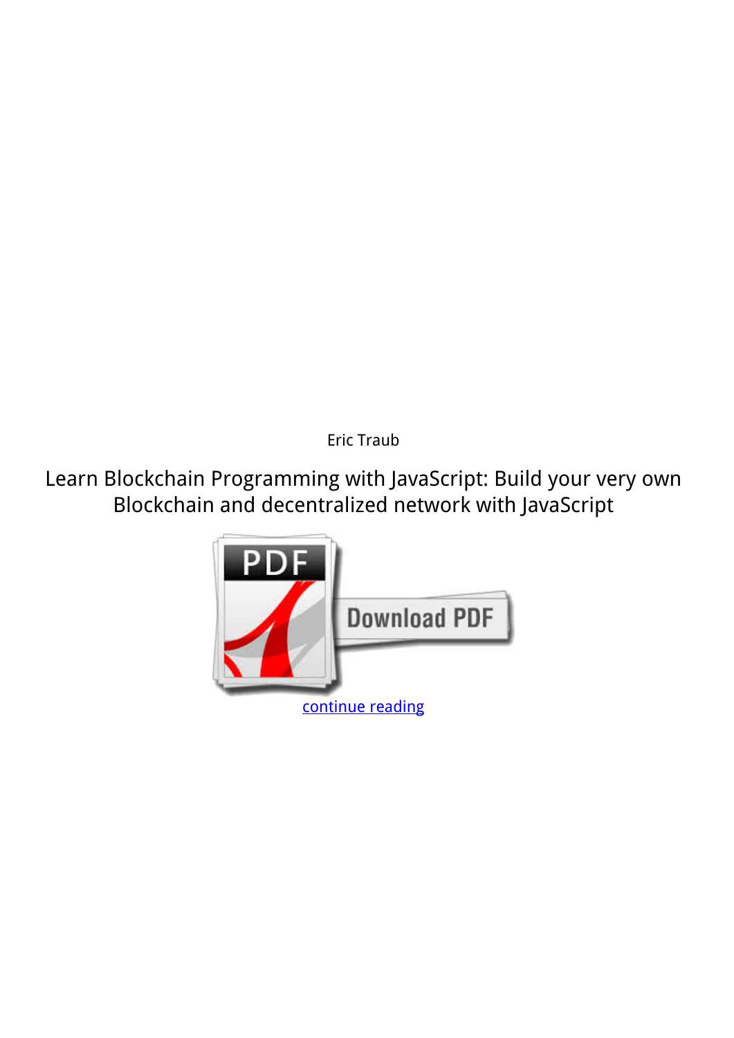Eric Traub

Learn Blockchain Programming with JavaScript: Build your very own Blockchain and decentralized network with JavaScript

continue reading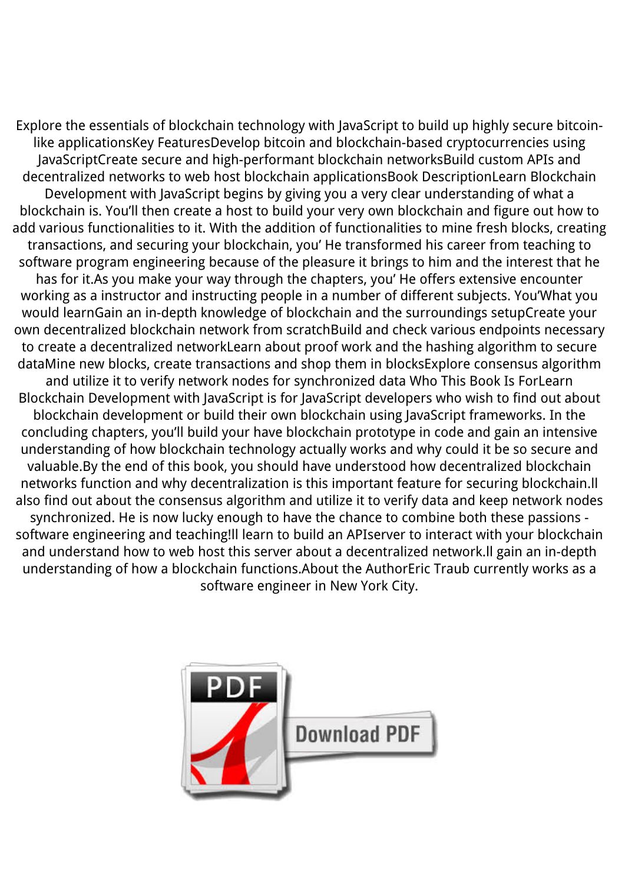Explore the essentials of blockchain technology with JavaScript to build up highly secure bitcoin-like applicationsKey FeaturesDevelop bitcoin and blockchain-based cryptocurrencies using JavaScriptCreate secure and high-performant blockchain networksBuild custom APIs and decentralized networks to web host blockchain applicationsBook DescriptionLearn Blockchain Development with JavaScript begins by giving you a very clear understanding of what a blockchain is. You'll then create a host to build your very own blockchain and figure out how to add various functionalities to it. With the addition of functionalities to mine fresh blocks, creating transactions, and securing your blockchain, you' He transformed his career from teaching to software program engineering because of the pleasure it brings to him and the interest that he has for it.As you make your way through the chapters, you' He offers extensive encounter working as a instructor and instructing people in a number of different subjects. You'What you would learnGain an in-depth knowledge of blockchain and the surroundings setupCreate your own decentralized blockchain network from scratchBuild and check various endpoints necessary to create a decentralized networkLearn about proof work and the hashing algorithm to secure dataMine new blocks, create transactions and shop them in blocksExplore consensus algorithm and utilize it to verify network nodes for synchronized data Who This Book Is ForLearn Blockchain Development with JavaScript is for JavaScript developers who wish to find out about blockchain development or build their own blockchain using JavaScript frameworks. In the concluding chapters, you'll build your have blockchain prototype in code and gain an intensive understanding of how blockchain technology actually works and why could it be so secure and valuable.By the end of this book, you should have understood how decentralized blockchain networks function and why decentralization is this important feature for securing blockchain.ll also find out about the consensus algorithm and utilize it to verify data and keep network nodes synchronized. He is now lucky enough to have the chance to combine both these passions - software engineering and teaching!ll learn to build an APIserver to interact with your blockchain and understand how to web host this server about a decentralized network.ll gain an in-depth understanding of how a blockchain functions.About the AuthorEric Traub currently works as a software engineer in New York City.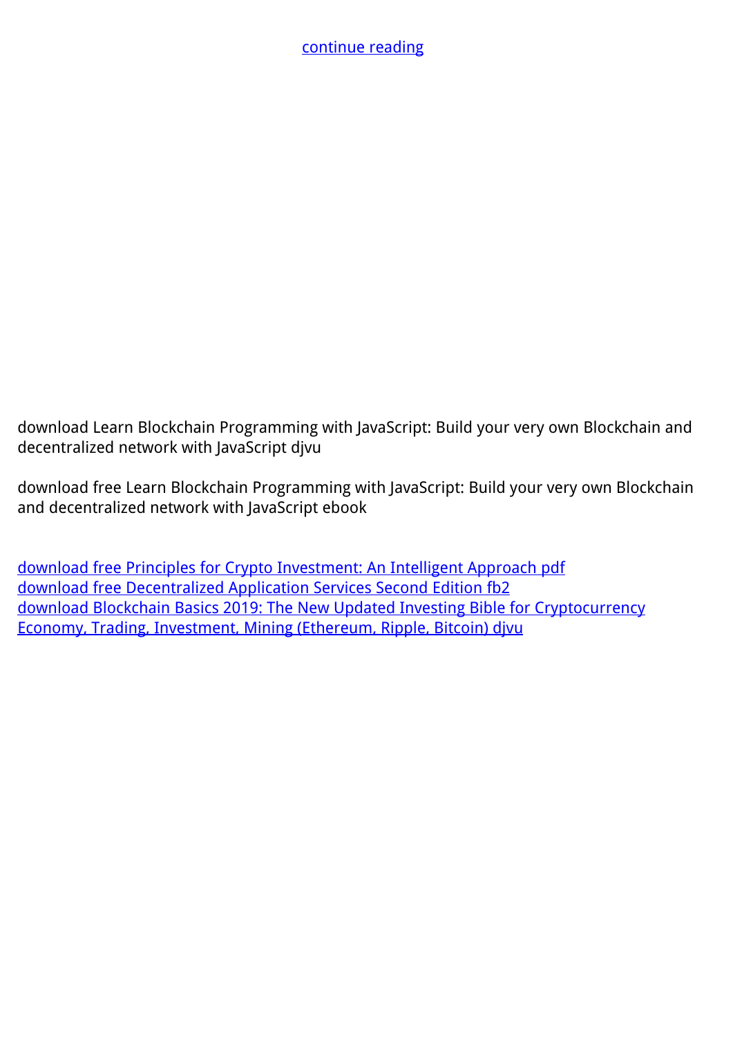[continue reading]

download Learn Blockchain Programming with JavaScript: Build your very own Blockchain and decentralized network with JavaScript djvu

download free Learn Blockchain Programming with JavaScript: Build your very own Blockchain and decentralized network with JavaScript ebook

[download free Principles for Crypto Investment: An Intelligent Approach pdf]
[download free Decentralized Application Services Second Edition fb2]
[download Blockchain Basics 2019: The New Updated Investing Bible for Cryptocurrency Economy, Trading, Investment, Mining (Ethereum, Ripple, Bitcoin) djvu]